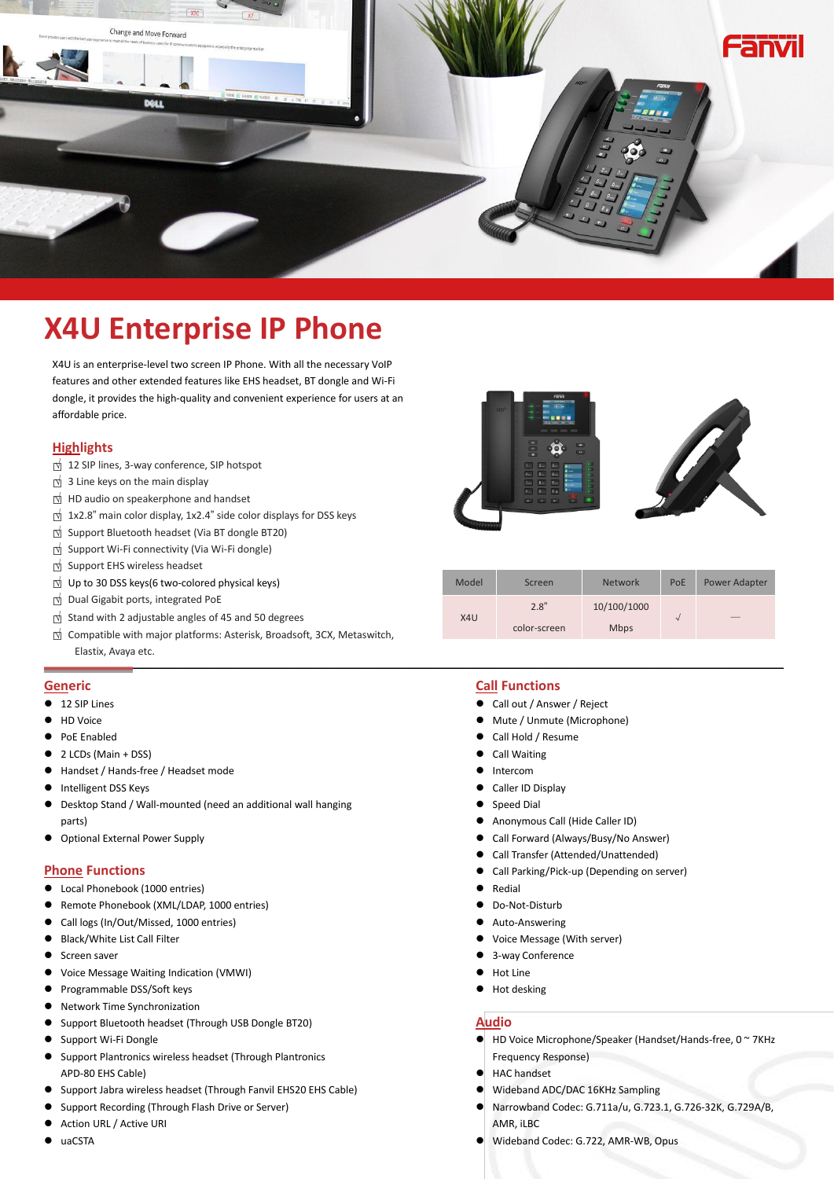# X4U Enterprise IP Phone

X4U is an enterprise-level two screen IP Phone. With all the necessary VoIP features and other extended features like EHS headset, BT dongle and Wi-Fi dongle, it provides the high-quality and convenient experience for users at an affordable price.

## Highlights

- 12 SIP lines, 3-way conference, SIP hotspot
- 3 Line keys on the main display
- HD audio on speakerphone and handset
- 1x2.8" main color display, 1x2.4" side color displays for DSS keys
- Support Bluetooth headset (Via BT dongle BT20)
- Support Wi-Fi connectivity (Via Wi-Fi dongle)
- Support EHS wireless headset
- Up to 30 DSS keys(6 two-colored physical keys)
- Dual Gigabit ports, integrated PoE
- Stand with 2 adjustable angles of 45 and 50 degrees
- Compatible with major platforms: Asterisk, Broadsoft, 3CX, Metaswitch, Elastix, Avaya etc.

| Model | Screen | Network | PoE | Power Adapter |
|---|---|---|---|---|
| X4U | 2.8" color-screen | 10/100/1000 Mbps | √ | — |

## Generic

- 12 SIP Lines
- HD Voice
- PoE Enabled
- 2 LCDs (Main + DSS)
- Handset / Hands-free / Headset mode
- Intelligent DSS Keys
- Desktop Stand / Wall-mounted (need an additional wall hanging parts)
- Optional External Power Supply

## Phone Functions

- Local Phonebook (1000 entries)
- Remote Phonebook (XML/LDAP, 1000 entries)
- Call logs (In/Out/Missed, 1000 entries)
- Black/White List Call Filter
- Screen saver
- Voice Message Waiting Indication (VMWI)
- Programmable DSS/Soft keys
- Network Time Synchronization
- Support Bluetooth headset (Through USB Dongle BT20)
- Support Wi-Fi Dongle
- Support Plantronics wireless headset (Through Plantronics APD-80 EHS Cable)
- Support Jabra wireless headset (Through Fanvil EHS20 EHS Cable)
- Support Recording (Through Flash Drive or Server)
- Action URL / Active URI
- uaCSTA

## Call Functions

- Call out / Answer / Reject
- Mute / Unmute (Microphone)
- Call Hold / Resume
- Call Waiting
- Intercom
- Caller ID Display
- Speed Dial
- Anonymous Call (Hide Caller ID)
- Call Forward (Always/Busy/No Answer)
- Call Transfer (Attended/Unattended)
- Call Parking/Pick-up (Depending on server)
- Redial
- Do-Not-Disturb
- Auto-Answering
- Voice Message (With server)
- 3-way Conference
- Hot Line
- Hot desking

## Audio

- HD Voice Microphone/Speaker (Handset/Hands-free, 0 ~ 7KHz Frequency Response)
- HAC handset
- Wideband ADC/DAC 16KHz Sampling
- Narrowband Codec: G.711a/u, G.723.1, G.726-32K, G.729A/B, AMR, iLBC
- Wideband Codec: G.722, AMR-WB, Opus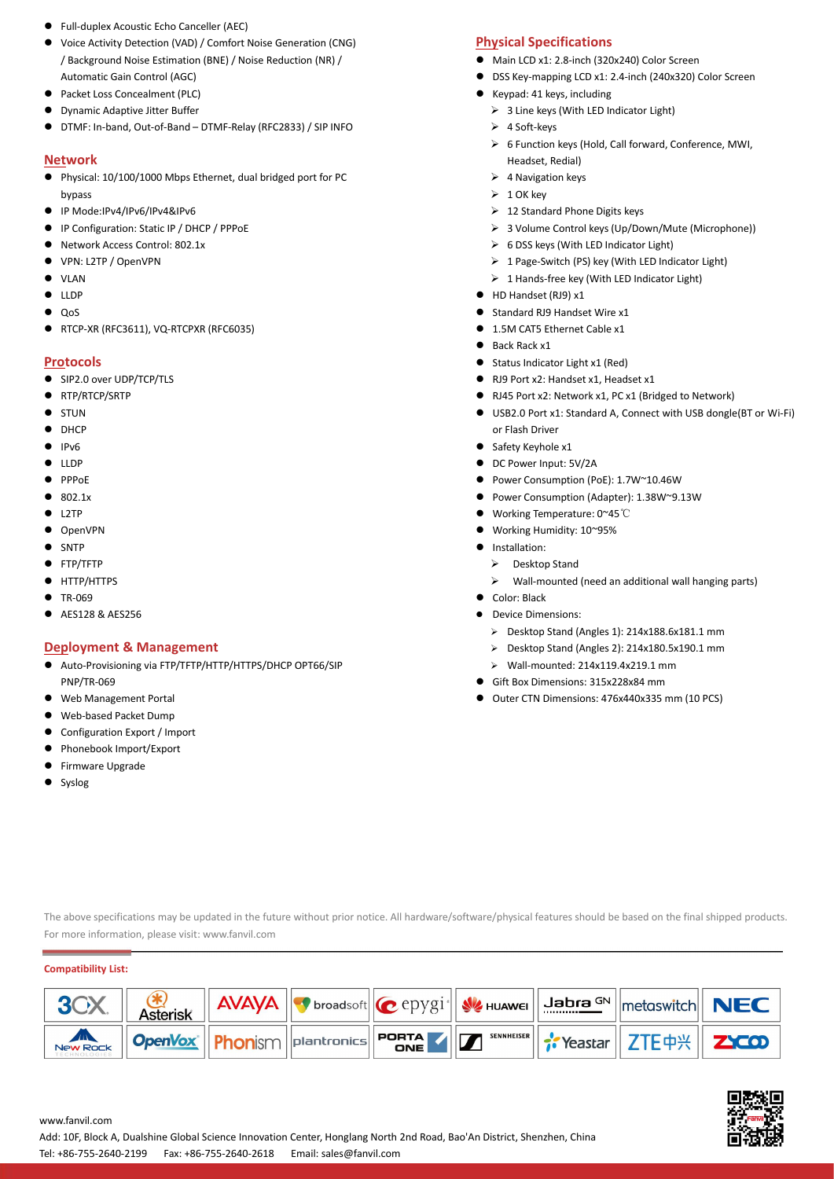- Full-duplex Acoustic Echo Canceller (AEC)
- Voice Activity Detection (VAD) / Comfort Noise Generation (CNG) / Background Noise Estimation (BNE) / Noise Reduction (NR) / Automatic Gain Control (AGC)
- Packet Loss Concealment (PLC)
- Dynamic Adaptive Jitter Buffer
- DTMF: In-band, Out-of-Band – DTMF-Relay (RFC2833) / SIP INFO

## Network

- Physical: 10/100/1000 Mbps Ethernet, dual bridged port for PC bypass
- IP Mode:IPv4/IPv6/IPv4&IPv6
- IP Configuration: Static IP / DHCP / PPPoE
- Network Access Control: 802.1x
- VPN: L2TP / OpenVPN
- VLAN
- LLDP
- QoS
- RTCP-XR (RFC3611), VQ-RTCPXR (RFC6035)

## Protocols

- SIP2.0 over UDP/TCP/TLS
- RTP/RTCP/SRTP
- STUN
- DHCP
- IPv6
- LLDP
- PPPoE
- 802.1x
- L2TP
- OpenVPN
- SNTP
- FTP/TFTP
- HTTP/HTTPS
- TR-069
- AES128 & AES256

## Deployment & Management

- Auto-Provisioning via FTP/TFTP/HTTP/HTTPS/DHCP OPT66/SIP PNP/TR-069
- Web Management Portal
- Web-based Packet Dump
- Configuration Export / Import
- Phonebook Import/Export
- Firmware Upgrade
- Syslog

## Physical Specifications

- Main LCD x1: 2.8-inch (320x240) Color Screen
- DSS Key-mapping LCD x1: 2.4-inch (240x320) Color Screen
- Keypad: 41 keys, including
  - 3 Line keys (With LED Indicator Light)
  - 4 Soft-keys
  - 6 Function keys (Hold, Call forward, Conference, MWI, Headset, Redial)
  - 4 Navigation keys
  - 1 OK key
  - 12 Standard Phone Digits keys
  - 3 Volume Control keys (Up/Down/Mute (Microphone))
  - 6 DSS keys (With LED Indicator Light)
  - 1 Page-Switch (PS) key (With LED Indicator Light)
  - 1 Hands-free key (With LED Indicator Light)
- HD Handset (RJ9) x1
- Standard RJ9 Handset Wire x1
- 1.5M CAT5 Ethernet Cable x1
- Back Rack x1
- Status Indicator Light x1 (Red)
- RJ9 Port x2: Handset x1, Headset x1
- RJ45 Port x2: Network x1, PC x1 (Bridged to Network)
- USB2.0 Port x1: Standard A, Connect with USB dongle(BT or Wi-Fi) or Flash Driver
- Safety Keyhole x1
- DC Power Input: 5V/2A
- Power Consumption (PoE): 1.7W~10.46W
- Power Consumption (Adapter): 1.38W~9.13W
- Working Temperature: 0~45℃
- Working Humidity: 10~95%
- Installation:
  - Desktop Stand
  - Wall-mounted (need an additional wall hanging parts)
- Color: Black
- Device Dimensions:
  - Desktop Stand (Angles 1): 214x188.6x181.1 mm
  - Desktop Stand (Angles 2): 214x180.5x190.1 mm
  - Wall-mounted: 214x119.4x219.1 mm
- Gift Box Dimensions: 315x228x84 mm
- Outer CTN Dimensions: 476x440x335 mm (10 PCS)

The above specifications may be updated in the future without prior notice. All hardware/software/physical features should be based on the final shipped products. For more information, please visit: www.fanvil.com

**Compatibility List:**

3CX, Asterisk, AVAYA, broadsoft, epygi, HUAWEI, Jabra GN, metaswitch, NEC, New Rock, OpenVox, Phonism, plantronics, PORTA ONE, SENNHEISER, Yeastar, ZTE中兴, ZYCOO

www.fanvil.com
Add: 10F, Block A, Dualshine Global Science Innovation Center, Honglang North 2nd Road, Bao'An District, Shenzhen, China
Tel: +86-755-2640-2199 Fax: +86-755-2640-2618 Email: sales@fanvil.com